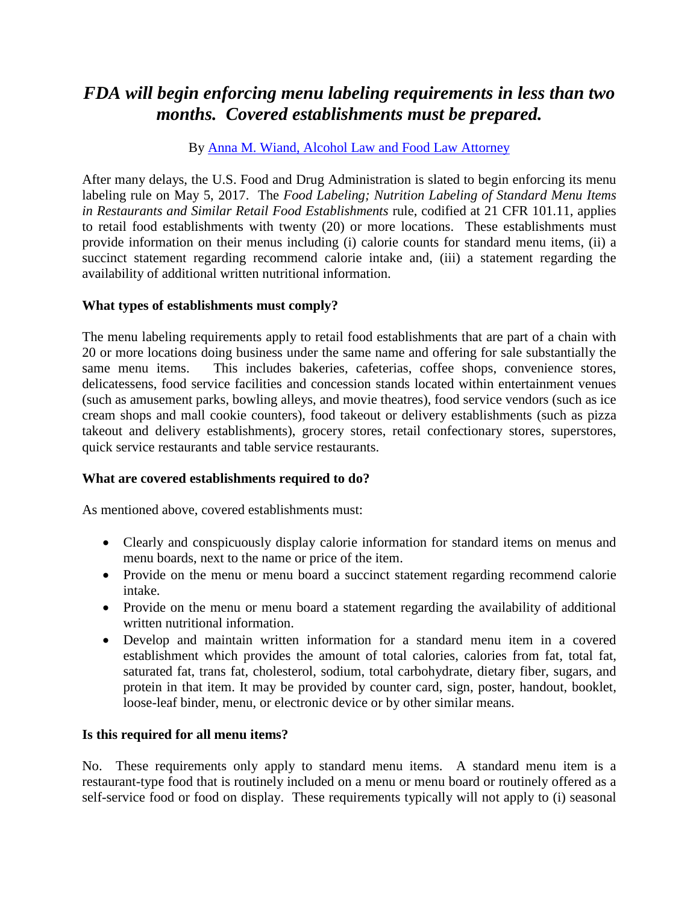# *FDA will begin enforcing menu labeling requirements in less than two months. Covered establishments must be prepared.*

By [Anna M. Wiand, Alcohol Law and Food Law Attorney]

After many delays, the U.S. Food and Drug Administration is slated to begin enforcing its menu labeling rule on May 5, 2017. The *Food Labeling; Nutrition Labeling of Standard Menu Items in Restaurants and Similar Retail Food Establishments* rule, codified at 21 CFR 101.11, applies to retail food establishments with twenty (20) or more locations. These establishments must provide information on their menus including (i) calorie counts for standard menu items, (ii) a succinct statement regarding recommend calorie intake and, (iii) a statement regarding the availability of additional written nutritional information.

**What types of establishments must comply?**

The menu labeling requirements apply to retail food establishments that are part of a chain with 20 or more locations doing business under the same name and offering for sale substantially the same menu items. This includes bakeries, cafeterias, coffee shops, convenience stores, delicatessens, food service facilities and concession stands located within entertainment venues (such as amusement parks, bowling alleys, and movie theatres), food service vendors (such as ice cream shops and mall cookie counters), food takeout or delivery establishments (such as pizza takeout and delivery establishments), grocery stores, retail confectionary stores, superstores, quick service restaurants and table service restaurants.

**What are covered establishments required to do?**

As mentioned above, covered establishments must:

- Clearly and conspicuously display calorie information for standard items on menus and menu boards, next to the name or price of the item.
- Provide on the menu or menu board a succinct statement regarding recommend calorie intake.
- Provide on the menu or menu board a statement regarding the availability of additional written nutritional information.
- Develop and maintain written information for a standard menu item in a covered establishment which provides the amount of total calories, calories from fat, total fat, saturated fat, trans fat, cholesterol, sodium, total carbohydrate, dietary fiber, sugars, and protein in that item. It may be provided by counter card, sign, poster, handout, booklet, loose-leaf binder, menu, or electronic device or by other similar means.

**Is this required for all menu items?**

No. These requirements only apply to standard menu items. A standard menu item is a restaurant-type food that is routinely included on a menu or menu board or routinely offered as a self-service food or food on display. These requirements typically will not apply to (i) seasonal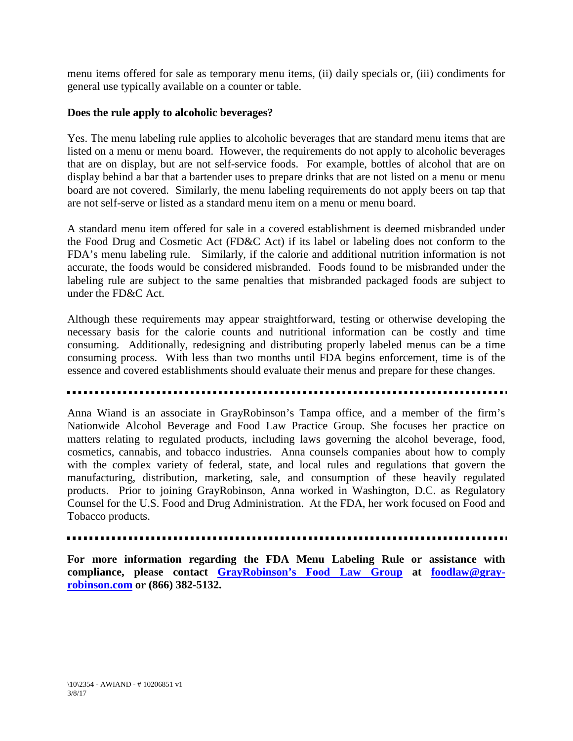menu items offered for sale as temporary menu items, (ii) daily specials or, (iii) condiments for general use typically available on a counter or table.

**Does the rule apply to alcoholic beverages?**

Yes. The menu labeling rule applies to alcoholic beverages that are standard menu items that are listed on a menu or menu board. However, the requirements do not apply to alcoholic beverages that are on display, but are not self-service foods. For example, bottles of alcohol that are on display behind a bar that a bartender uses to prepare drinks that are not listed on a menu or menu board are not covered. Similarly, the menu labeling requirements do not apply beers on tap that are not self-serve or listed as a standard menu item on a menu or menu board.

A standard menu item offered for sale in a covered establishment is deemed misbranded under the Food Drug and Cosmetic Act (FD&C Act) if its label or labeling does not conform to the FDA's menu labeling rule. Similarly, if the calorie and additional nutrition information is not accurate, the foods would be considered misbranded. Foods found to be misbranded under the labeling rule are subject to the same penalties that misbranded packaged foods are subject to under the FD&C Act.

Although these requirements may appear straightforward, testing or otherwise developing the necessary basis for the calorie counts and nutritional information can be costly and time consuming. Additionally, redesigning and distributing properly labeled menus can be a time consuming process. With less than two months until FDA begins enforcement, time is of the essence and covered establishments should evaluate their menus and prepare for these changes.

---

Anna Wiand is an associate in GrayRobinson's Tampa office, and a member of the firm's Nationwide Alcohol Beverage and Food Law Practice Group. She focuses her practice on matters relating to regulated products, including laws governing the alcohol beverage, food, cosmetics, cannabis, and tobacco industries. Anna counsels companies about how to comply with the complex variety of federal, state, and local rules and regulations that govern the manufacturing, distribution, marketing, sale, and consumption of these heavily regulated products. Prior to joining GrayRobinson, Anna worked in Washington, D.C. as Regulatory Counsel for the U.S. Food and Drug Administration. At the FDA, her work focused on Food and Tobacco products.

---

**For more information regarding the FDA Menu Labeling Rule or assistance with compliance, please contact GrayRobinson's Food Law Group at foodlaw@gray-robinson.com or (866) 382-5132.**

\10\2354 - AWIAND - # 10206851 v1
3/8/17